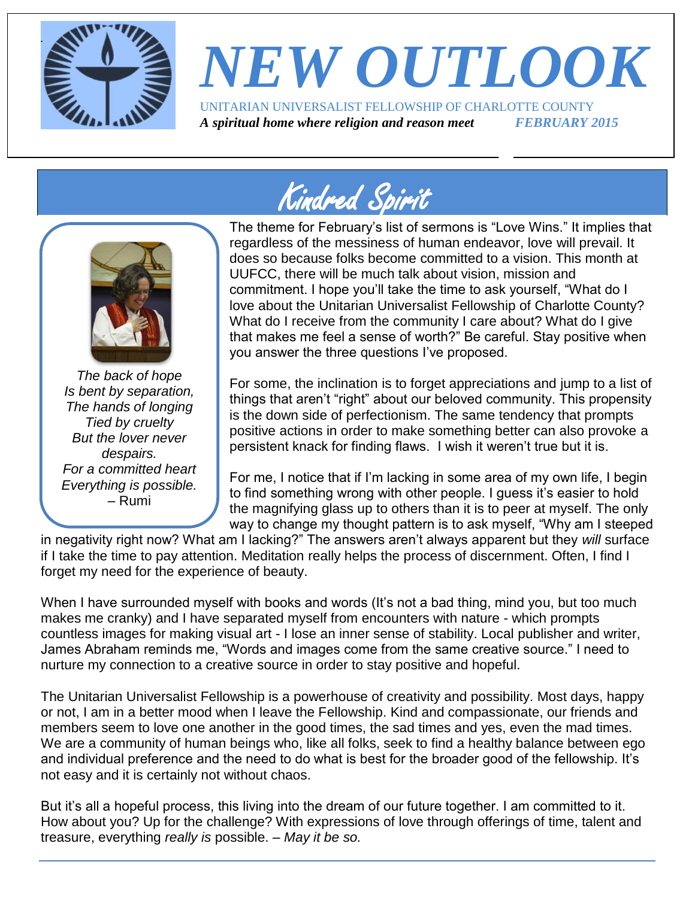# NEW OUTLOOK

UNITARIAN UNIVERSALIST FELLOWSHIP OF CHARLOTTE COUNTY

***A spiritual home where religion and reason meet*** ***FEBRUARY 2015***

## Kindred Spirit

*The back of hope*
*Is bent by separation,*
*The hands of longing*
*Tied by cruelty*
*But the lover never despairs.*
*For a committed heart*
*Everything is possible.*
– Rumi

The theme for February's list of sermons is "Love Wins." It implies that regardless of the messiness of human endeavor, love will prevail. It does so because folks become committed to a vision. This month at UUFCC, there will be much talk about vision, mission and commitment. I hope you'll take the time to ask yourself, "What do I love about the Unitarian Universalist Fellowship of Charlotte County? What do I receive from the community I care about? What do I give that makes me feel a sense of worth?" Be careful. Stay positive when you answer the three questions I've proposed.

For some, the inclination is to forget appreciations and jump to a list of things that aren't "right" about our beloved community. This propensity is the down side of perfectionism. The same tendency that prompts positive actions in order to make something better can also provoke a persistent knack for finding flaws. I wish it weren't true but it is.

For me, I notice that if I'm lacking in some area of my own life, I begin to find something wrong with other people. I guess it's easier to hold the magnifying glass up to others than it is to peer at myself. The only way to change my thought pattern is to ask myself, "Why am I steeped in negativity right now? What am I lacking?" The answers aren't always apparent but they *will* surface if I take the time to pay attention. Meditation really helps the process of discernment. Often, I find I forget my need for the experience of beauty.

When I have surrounded myself with books and words (It's not a bad thing, mind you, but too much makes me cranky) and I have separated myself from encounters with nature - which prompts countless images for making visual art - I lose an inner sense of stability. Local publisher and writer, James Abraham reminds me, "Words and images come from the same creative source." I need to nurture my connection to a creative source in order to stay positive and hopeful.

The Unitarian Universalist Fellowship is a powerhouse of creativity and possibility. Most days, happy or not, I am in a better mood when I leave the Fellowship. Kind and compassionate, our friends and members seem to love one another in the good times, the sad times and yes, even the mad times. We are a community of human beings who, like all folks, seek to find a healthy balance between ego and individual preference and the need to do what is best for the broader good of the fellowship. It's not easy and it is certainly not without chaos.

But it's all a hopeful process, this living into the dream of our future together. I am committed to it. How about you? Up for the challenge? With expressions of love through offerings of time, talent and treasure, everything *really is* possible. – *May it be so.*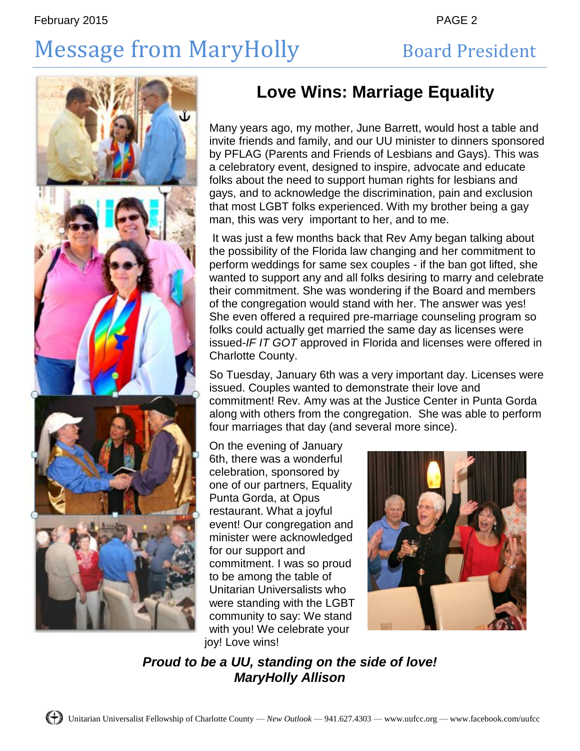# Message from MaryHolly — Board President

## Love Wins: Marriage Equality

Many years ago, my mother, June Barrett, would host a table and invite friends and family, and our UU minister to dinners sponsored by PFLAG (Parents and Friends of Lesbians and Gays). This was a celebratory event, designed to inspire, advocate and educate folks about the need to support human rights for lesbians and gays, and to acknowledge the discrimination, pain and exclusion that most LGBT folks experienced. With my brother being a gay man, this was very important to her, and to me.

It was just a few months back that Rev Amy began talking about the possibility of the Florida law changing and her commitment to perform weddings for same sex couples - if the ban got lifted, she wanted to support any and all folks desiring to marry and celebrate their commitment. She was wondering if the Board and members of the congregation would stand with her. The answer was yes! She even offered a required pre-marriage counseling program so folks could actually get married the same day as licenses were issued-*IF IT GOT* approved in Florida and licenses were offered in Charlotte County.

So Tuesday, January 6th was a very important day. Licenses were issued. Couples wanted to demonstrate their love and commitment! Rev. Amy was at the Justice Center in Punta Gorda along with others from the congregation. She was able to perform four marriages that day (and several more since).

On the evening of January 6th, there was a wonderful celebration, sponsored by one of our partners, Equality Punta Gorda, at Opus restaurant. What a joyful event! Our congregation and minister were acknowledged for our support and commitment. I was so proud to be among the table of Unitarian Universalists who were standing with the LGBT community to say: We stand with you! We celebrate your joy! Love wins!

***Proud to be a UU, standing on the side of love!***
***MaryHolly Allison***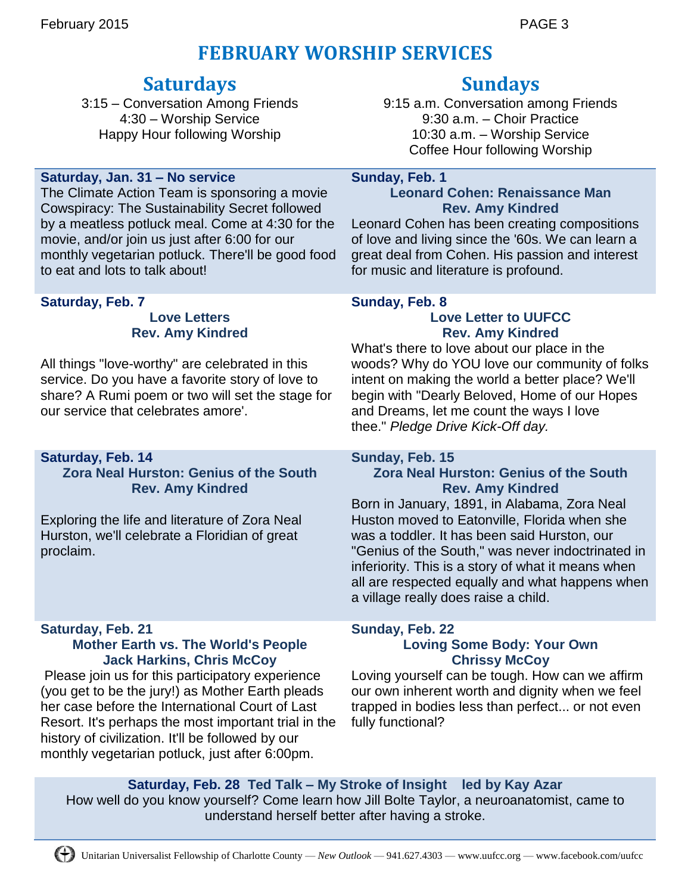# FEBRUARY WORSHIP SERVICES

## Saturdays

3:15 – Conversation Among Friends
4:30 – Worship Service
Happy Hour following Worship

## Sundays

9:15 a.m. Conversation among Friends
9:30 a.m. – Choir Practice
10:30 a.m. – Worship Service
Coffee Hour following Worship

---

**Saturday, Jan. 31 – No service**

The Climate Action Team is sponsoring a movie Cowspiracy: The Sustainability Secret followed by a meatless potluck meal. Come at 4:30 for the movie, and/or join us just after 6:00 for our monthly vegetarian potluck. There'll be good food to eat and lots to talk about!

**Sunday, Feb. 1**

**Leonard Cohen: Renaissance Man**
**Rev. Amy Kindred**

Leonard Cohen has been creating compositions of love and living since the '60s. We can learn a great deal from Cohen. His passion and interest for music and literature is profound.

**Saturday, Feb. 7**

**Love Letters**
**Rev. Amy Kindred**

All things "love-worthy" are celebrated in this service. Do you have a favorite story of love to share? A Rumi poem or two will set the stage for our service that celebrates amore'.

**Sunday, Feb. 8**

**Love Letter to UUFCC**
**Rev. Amy Kindred**

What's there to love about our place in the woods? Why do YOU love our community of folks intent on making the world a better place? We'll begin with "Dearly Beloved, Home of our Hopes and Dreams, let me count the ways I love thee." *Pledge Drive Kick-Off day.*

**Saturday, Feb. 14**

**Zora Neal Hurston: Genius of the South**
**Rev. Amy Kindred**

Exploring the life and literature of Zora Neal Hurston, we'll celebrate a Floridian of great proclaim.

**Sunday, Feb. 15**

**Zora Neal Hurston: Genius of the South**
**Rev. Amy Kindred**

Born in January, 1891, in Alabama, Zora Neal Huston moved to Eatonville, Florida when she was a toddler. It has been said Hurston, our "Genius of the South," was never indoctrinated in inferiority. This is a story of what it means when all are respected equally and what happens when a village really does raise a child.

**Saturday, Feb. 21**

**Mother Earth vs. The World's People**
**Jack Harkins, Chris McCoy**

Please join us for this participatory experience (you get to be the jury!) as Mother Earth pleads her case before the International Court of Last Resort. It's perhaps the most important trial in the history of civilization. It'll be followed by our monthly vegetarian potluck, just after 6:00pm.

**Sunday, Feb. 22**

**Loving Some Body: Your Own**
**Chrissy McCoy**

Loving yourself can be tough. How can we affirm our own inherent worth and dignity when we feel trapped in bodies less than perfect... or not even fully functional?

**Saturday, Feb. 28 Ted Talk – My Stroke of Insight led by Kay Azar**

How well do you know yourself? Come learn how Jill Bolte Taylor, a neuroanatomist, came to understand herself better after having a stroke.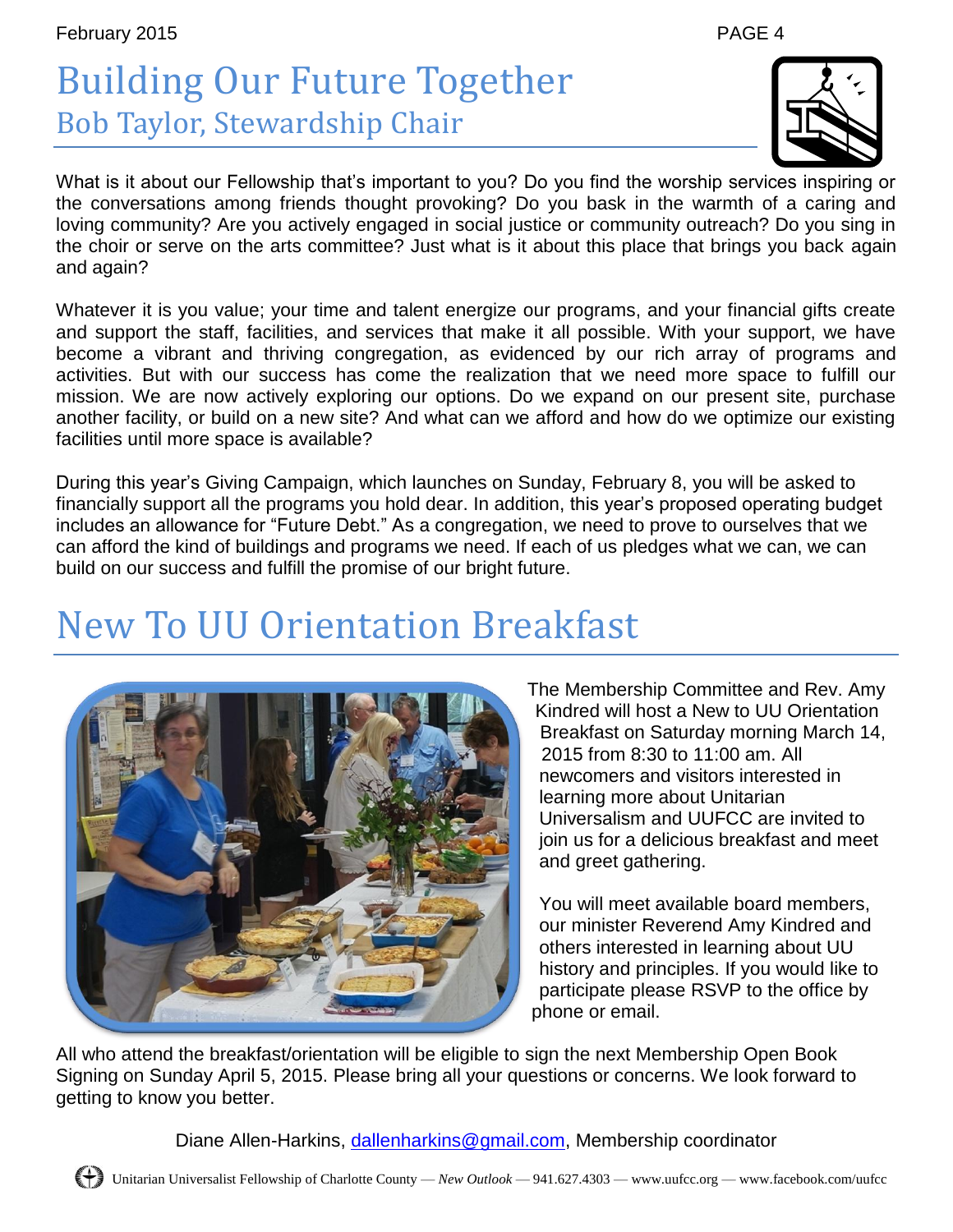# Building Our Future Together

## Bob Taylor, Stewardship Chair

What is it about our Fellowship that's important to you? Do you find the worship services inspiring or the conversations among friends thought provoking? Do you bask in the warmth of a caring and loving community? Are you actively engaged in social justice or community outreach? Do you sing in the choir or serve on the arts committee? Just what is it about this place that brings you back again and again?

Whatever it is you value; your time and talent energize our programs, and your financial gifts create and support the staff, facilities, and services that make it all possible. With your support, we have become a vibrant and thriving congregation, as evidenced by our rich array of programs and activities. But with our success has come the realization that we need more space to fulfill our mission. We are now actively exploring our options. Do we expand on our present site, purchase another facility, or build on a new site? And what can we afford and how do we optimize our existing facilities until more space is available?

During this year's Giving Campaign, which launches on Sunday, February 8, you will be asked to financially support all the programs you hold dear. In addition, this year's proposed operating budget includes an allowance for "Future Debt." As a congregation, we need to prove to ourselves that we can afford the kind of buildings and programs we need. If each of us pledges what we can, we can build on our success and fulfill the promise of our bright future.

# New To UU Orientation Breakfast

The Membership Committee and Rev. Amy Kindred will host a New to UU Orientation Breakfast on Saturday morning March 14, 2015 from 8:30 to 11:00 am. All newcomers and visitors interested in learning more about Unitarian Universalism and UUFCC are invited to join us for a delicious breakfast and meet and greet gathering.

You will meet available board members, our minister Reverend Amy Kindred and others interested in learning about UU history and principles. If you would like to participate please RSVP to the office by phone or email.

All who attend the breakfast/orientation will be eligible to sign the next Membership Open Book Signing on Sunday April 5, 2015. Please bring all your questions or concerns. We look forward to getting to know you better.

Diane Allen-Harkins, dallenharkins@gmail.com, Membership coordinator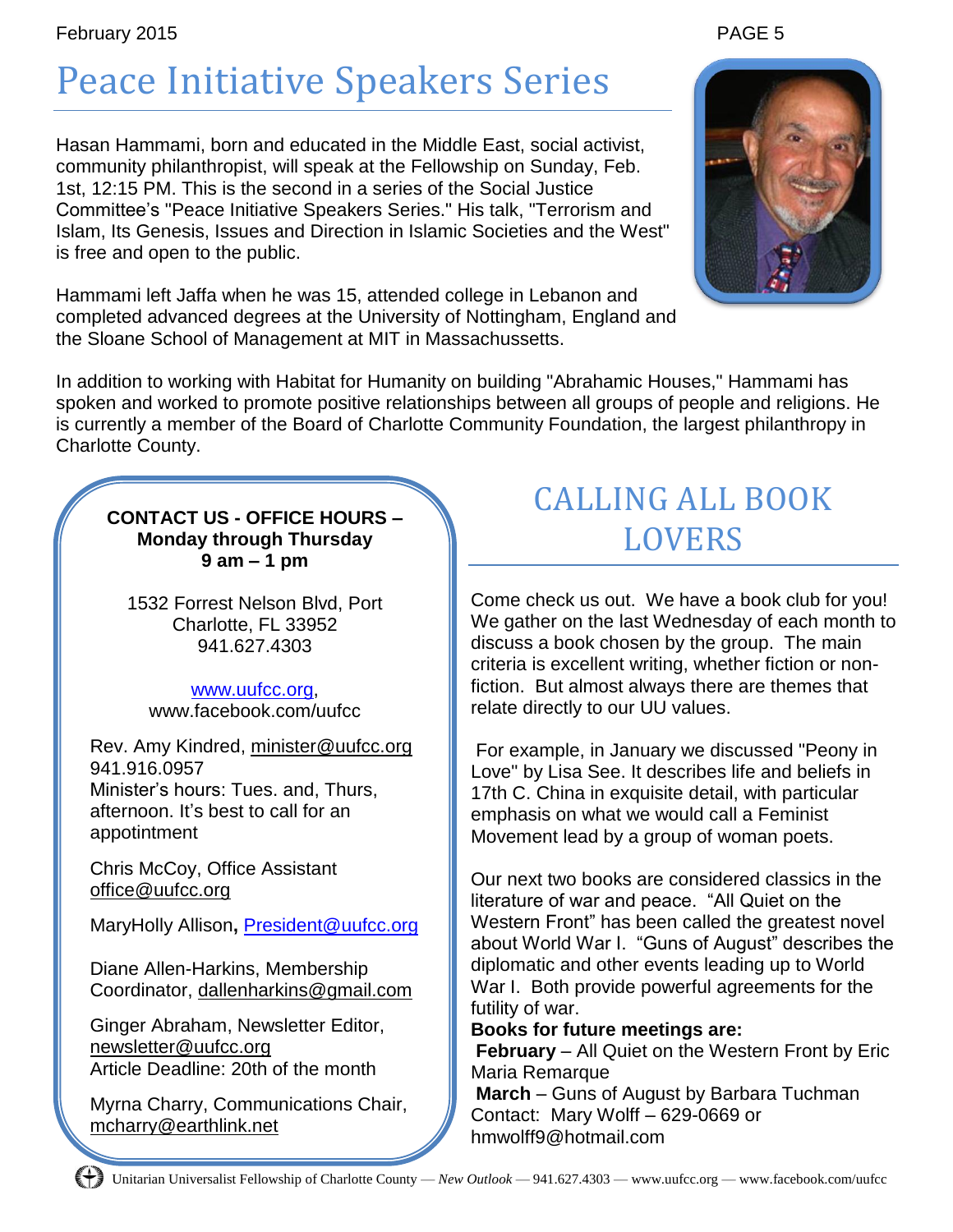# Peace Initiative Speakers Series

Hasan Hammami, born and educated in the Middle East, social activist, community philanthropist, will speak at the Fellowship on Sunday, Feb. 1st, 12:15 PM. This is the second in a series of the Social Justice Committee's "Peace Initiative Speakers Series." His talk, "Terrorism and Islam, Its Genesis, Issues and Direction in Islamic Societies and the West" is free and open to the public.

Hammami left Jaffa when he was 15, attended college in Lebanon and completed advanced degrees at the University of Nottingham, England and the Sloane School of Management at MIT in Massachussetts.

In addition to working with Habitat for Humanity on building "Abrahamic Houses," Hammami has spoken and worked to promote positive relationships between all groups of people and religions. He is currently a member of the Board of Charlotte Community Foundation, the largest philanthropy in Charlotte County.

**CONTACT US - OFFICE HOURS – Monday through Thursday 9 am – 1 pm**

1532 Forrest Nelson Blvd, Port Charlotte, FL 33952
941.627.4303

www.uufcc.org, www.facebook.com/uufcc

Rev. Amy Kindred, minister@uufcc.org
941.916.0957
Minister's hours: Tues. and, Thurs, afternoon. It's best to call for an appotintment

Chris McCoy, Office Assistant
office@uufcc.org

MaryHolly Allison**,** President@uufcc.org

Diane Allen-Harkins, Membership Coordinator, dallenharkins@gmail.com

Ginger Abraham, Newsletter Editor, newsletter@uufcc.org
Article Deadline: 20th of the month

Myrna Charry, Communications Chair, mcharry@earthlink.net

# CALLING ALL BOOK LOVERS

Come check us out. We have a book club for you! We gather on the last Wednesday of each month to discuss a book chosen by the group. The main criteria is excellent writing, whether fiction or non-fiction. But almost always there are themes that relate directly to our UU values.

For example, in January we discussed "Peony in Love" by Lisa See. It describes life and beliefs in 17th C. China in exquisite detail, with particular emphasis on what we would call a Feminist Movement lead by a group of woman poets.

Our next two books are considered classics in the literature of war and peace. "All Quiet on the Western Front" has been called the greatest novel about World War I. "Guns of August" describes the diplomatic and other events leading up to World War I. Both provide powerful agreements for the futility of war.

**Books for future meetings are:**

**February** – All Quiet on the Western Front by Eric Maria Remarque

**March** – Guns of August by Barbara Tuchman

Contact: Mary Wolff – 629-0669 or hmwolff9@hotmail.com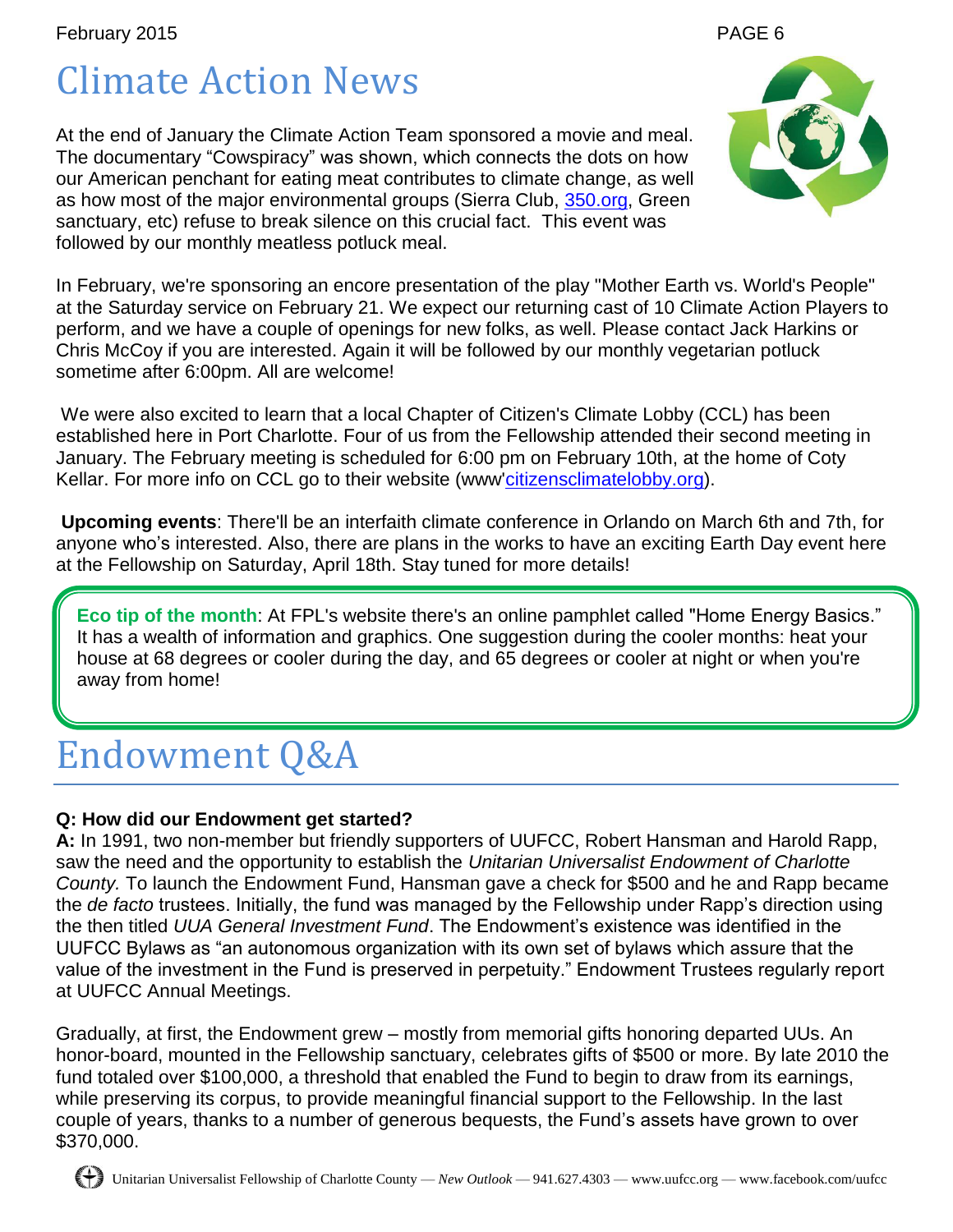# Climate Action News

At the end of January the Climate Action Team sponsored a movie and meal. The documentary "Cowspiracy" was shown, which connects the dots on how our American penchant for eating meat contributes to climate change, as well as how most of the major environmental groups (Sierra Club, 350.org, Green sanctuary, etc) refuse to break silence on this crucial fact. This event was followed by our monthly meatless potluck meal.

In February, we're sponsoring an encore presentation of the play "Mother Earth vs. World's People" at the Saturday service on February 21. We expect our returning cast of 10 Climate Action Players to perform, and we have a couple of openings for new folks, as well. Please contact Jack Harkins or Chris McCoy if you are interested. Again it will be followed by our monthly vegetarian potluck sometime after 6:00pm. All are welcome!

We were also excited to learn that a local Chapter of Citizen's Climate Lobby (CCL) has been established here in Port Charlotte. Four of us from the Fellowship attended their second meeting in January. The February meeting is scheduled for 6:00 pm on February 10th, at the home of Coty Kellar. For more info on CCL go to their website (www'citizensclimatelobby.org).

**Upcoming events**: There'll be an interfaith climate conference in Orlando on March 6th and 7th, for anyone who's interested. Also, there are plans in the works to have an exciting Earth Day event here at the Fellowship on Saturday, April 18th. Stay tuned for more details!

**Eco tip of the month**: At FPL's website there's an online pamphlet called "Home Energy Basics." It has a wealth of information and graphics. One suggestion during the cooler months: heat your house at 68 degrees or cooler during the day, and 65 degrees or cooler at night or when you're away from home!

# Endowment Q&A

**Q: How did our Endowment get started?**

**A:** In 1991, two non-member but friendly supporters of UUFCC, Robert Hansman and Harold Rapp, saw the need and the opportunity to establish the *Unitarian Universalist Endowment of Charlotte County.* To launch the Endowment Fund, Hansman gave a check for $500 and he and Rapp became the *de facto* trustees. Initially, the fund was managed by the Fellowship under Rapp's direction using the then titled *UUA General Investment Fund*. The Endowment's existence was identified in the UUFCC Bylaws as "an autonomous organization with its own set of bylaws which assure that the value of the investment in the Fund is preserved in perpetuity." Endowment Trustees regularly report at UUFCC Annual Meetings.

Gradually, at first, the Endowment grew – mostly from memorial gifts honoring departed UUs. An honor-board, mounted in the Fellowship sanctuary, celebrates gifts of $500 or more. By late 2010 the fund totaled over $100,000, a threshold that enabled the Fund to begin to draw from its earnings, while preserving its corpus, to provide meaningful financial support to the Fellowship. In the last couple of years, thanks to a number of generous bequests, the Fund's assets have grown to over $370,000.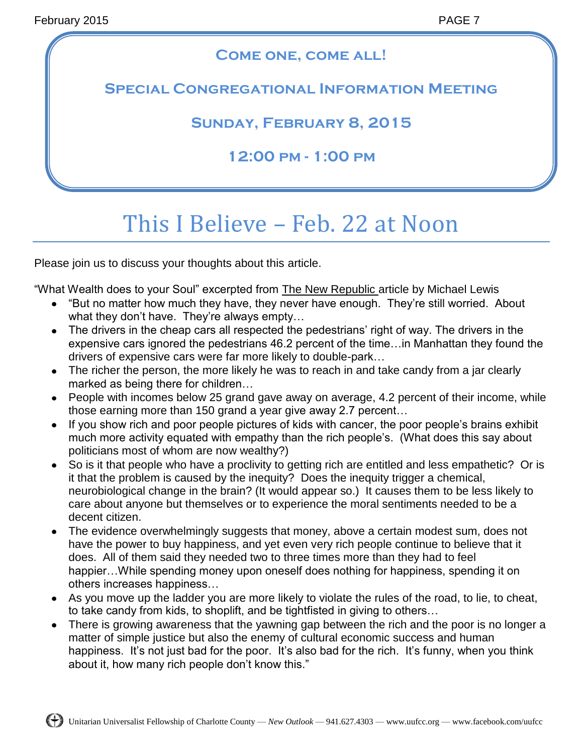**Come one, come all!**

**Special Congregational Information Meeting**

**Sunday, February 8, 2015**

**12:00 pm - 1:00 pm**

# This I Believe – Feb. 22 at Noon

Please join us to discuss your thoughts about this article.

"What Wealth does to your Soul" excerpted from The New Republic article by Michael Lewis

- "But no matter how much they have, they never have enough. They're still worried. About what they don't have. They're always empty…
- The drivers in the cheap cars all respected the pedestrians' right of way. The drivers in the expensive cars ignored the pedestrians 46.2 percent of the time…in Manhattan they found the drivers of expensive cars were far more likely to double-park…
- The richer the person, the more likely he was to reach in and take candy from a jar clearly marked as being there for children…
- People with incomes below 25 grand gave away on average, 4.2 percent of their income, while those earning more than 150 grand a year give away 2.7 percent…
- If you show rich and poor people pictures of kids with cancer, the poor people's brains exhibit much more activity equated with empathy than the rich people's. (What does this say about politicians most of whom are now wealthy?)
- So is it that people who have a proclivity to getting rich are entitled and less empathetic? Or is it that the problem is caused by the inequity? Does the inequity trigger a chemical, neurobiological change in the brain? (It would appear so.) It causes them to be less likely to care about anyone but themselves or to experience the moral sentiments needed to be a decent citizen.
- The evidence overwhelmingly suggests that money, above a certain modest sum, does not have the power to buy happiness, and yet even very rich people continue to believe that it does. All of them said they needed two to three times more than they had to feel happier…While spending money upon oneself does nothing for happiness, spending it on others increases happiness…
- As you move up the ladder you are more likely to violate the rules of the road, to lie, to cheat, to take candy from kids, to shoplift, and be tightfisted in giving to others…
- There is growing awareness that the yawning gap between the rich and the poor is no longer a matter of simple justice but also the enemy of cultural economic success and human happiness. It's not just bad for the poor. It's also bad for the rich. It's funny, when you think about it, how many rich people don't know this."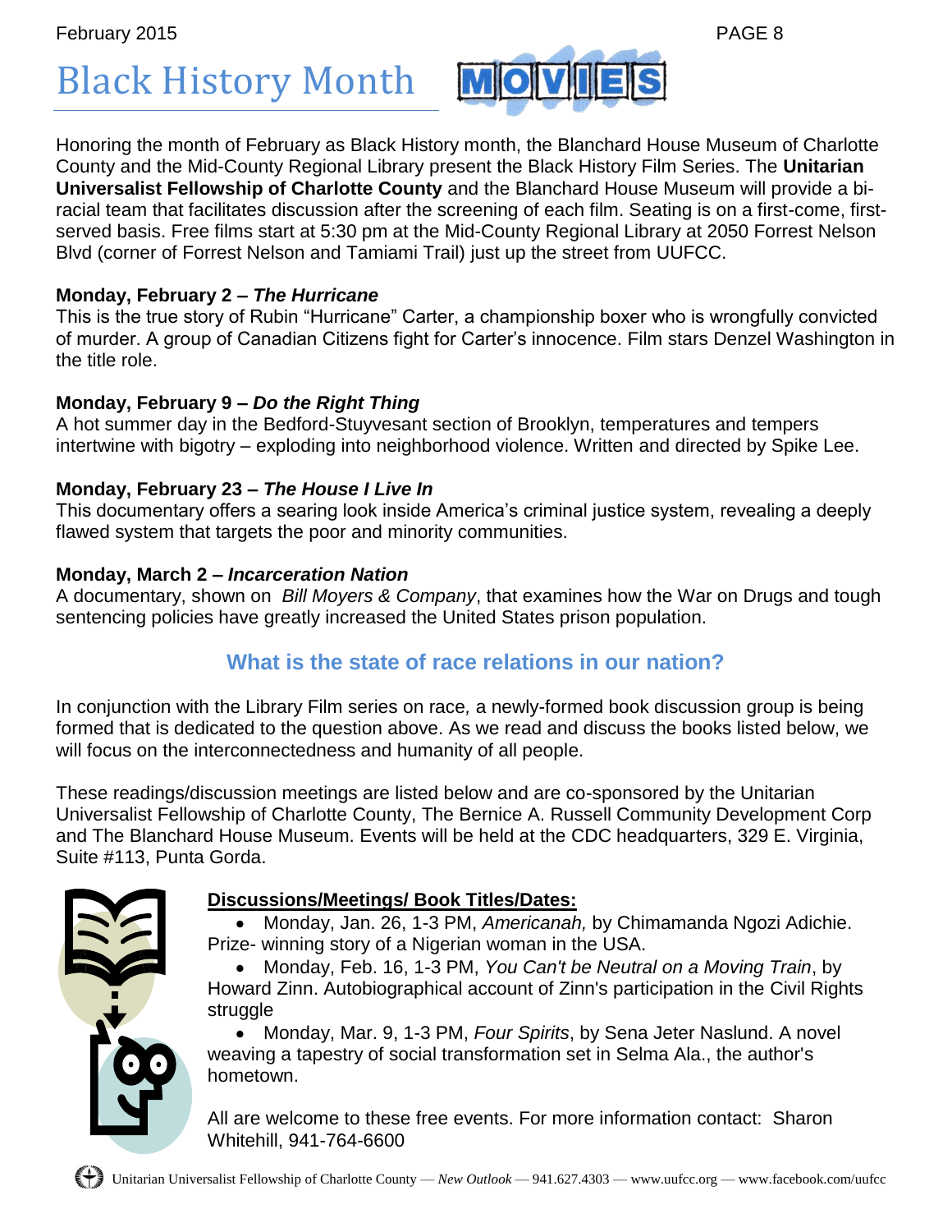# Black History Month MOVIES

Honoring the month of February as Black History month, the Blanchard House Museum of Charlotte County and the Mid-County Regional Library present the Black History Film Series. The **Unitarian Universalist Fellowship of Charlotte County** and the Blanchard House Museum will provide a bi-racial team that facilitates discussion after the screening of each film. Seating is on a first-come, first-served basis. Free films start at 5:30 pm at the Mid-County Regional Library at 2050 Forrest Nelson Blvd (corner of Forrest Nelson and Tamiami Trail) just up the street from UUFCC.

**Monday, February 2 – *The Hurricane***
This is the true story of Rubin "Hurricane" Carter, a championship boxer who is wrongfully convicted of murder. A group of Canadian Citizens fight for Carter's innocence. Film stars Denzel Washington in the title role.

**Monday, February 9 – *Do the Right Thing***
A hot summer day in the Bedford-Stuyvesant section of Brooklyn, temperatures and tempers intertwine with bigotry – exploding into neighborhood violence. Written and directed by Spike Lee.

**Monday, February 23 – *The House I Live In***
This documentary offers a searing look inside America's criminal justice system, revealing a deeply flawed system that targets the poor and minority communities.

**Monday, March 2 – *Incarceration Nation***
A documentary, shown on *Bill Moyers & Company*, that examines how the War on Drugs and tough sentencing policies have greatly increased the United States prison population.

## What is the state of race relations in our nation?

In conjunction with the Library Film series on race, a newly-formed book discussion group is being formed that is dedicated to the question above. As we read and discuss the books listed below, we will focus on the interconnectedness and humanity of all people.

These readings/discussion meetings are listed below and are co-sponsored by the Unitarian Universalist Fellowship of Charlotte County, The Bernice A. Russell Community Development Corp and The Blanchard House Museum. Events will be held at the CDC headquarters, 329 E. Virginia, Suite #113, Punta Gorda.

**Discussions/Meetings/ Book Titles/Dates:**

- Monday, Jan. 26, 1-3 PM, *Americanah,* by Chimamanda Ngozi Adichie. Prize- winning story of a Nigerian woman in the USA.
- Monday, Feb. 16, 1-3 PM, *You Can't be Neutral on a Moving Train*, by Howard Zinn. Autobiographical account of Zinn's participation in the Civil Rights struggle
- Monday, Mar. 9, 1-3 PM, *Four Spirits*, by Sena Jeter Naslund. A novel weaving a tapestry of social transformation set in Selma Ala., the author's hometown.

All are welcome to these free events. For more information contact: Sharon Whitehill, 941-764-6600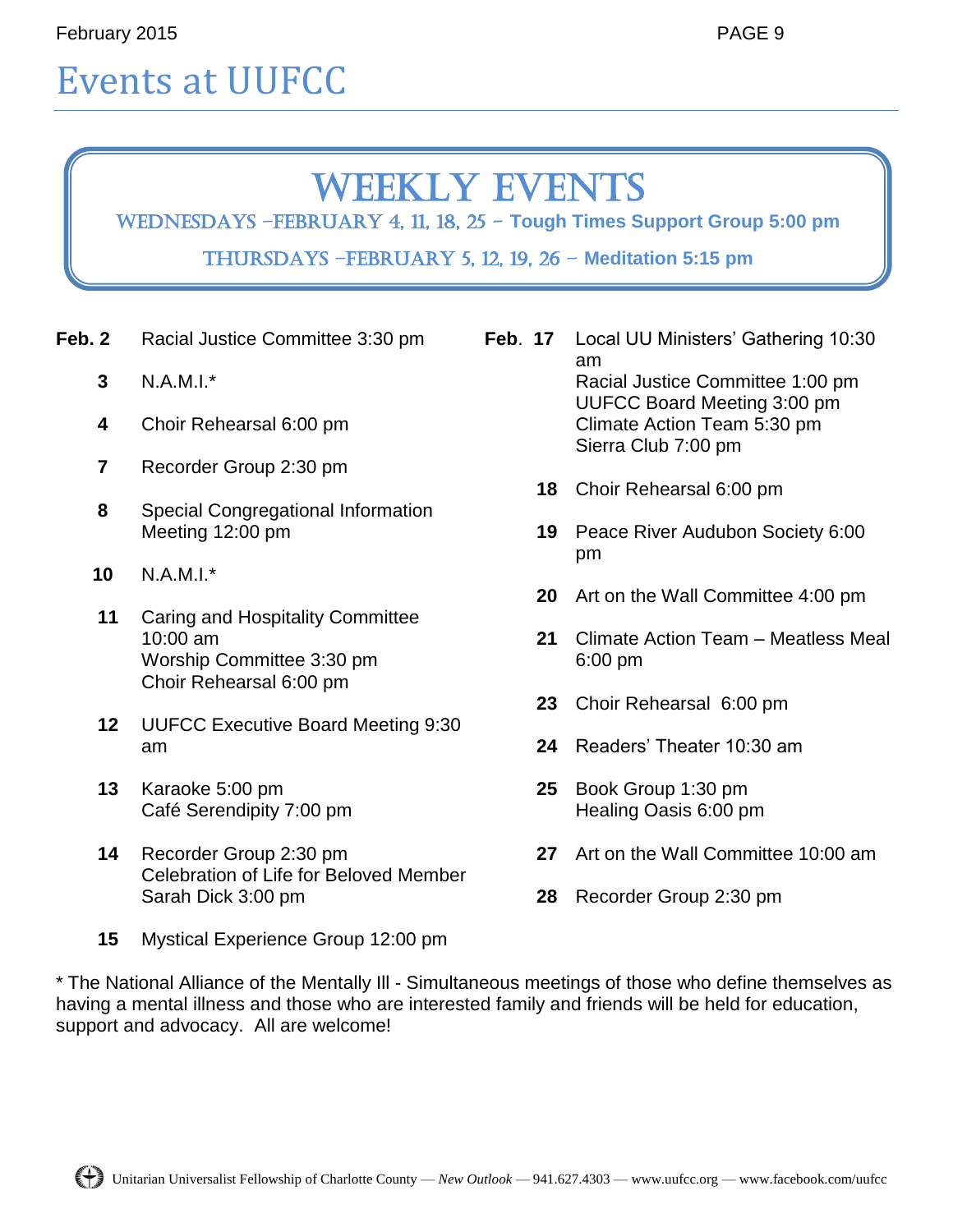# Events at UUFCC

## WEEKLY EVENTS

**WEDNESDAYS –FEBRUARY 4, 11, 18, 25 – Tough Times Support Group 5:00 pm**

**THURSDAYS –FEBRUARY 5, 12, 19, 26 – Meditation 5:15 pm**

**Feb. 2** Racial Justice Committee 3:30 pm

**3** N.A.M.I.*

**4** Choir Rehearsal 6:00 pm

**7** Recorder Group 2:30 pm

**8** Special Congregational Information Meeting 12:00 pm

**10** N.A.M.I.*

**11** Caring and Hospitality Committee 10:00 am
Worship Committee 3:30 pm
Choir Rehearsal 6:00 pm

**12** UUFCC Executive Board Meeting 9:30 am

**13** Karaoke 5:00 pm
Café Serendipity 7:00 pm

**14** Recorder Group 2:30 pm
Celebration of Life for Beloved Member Sarah Dick 3:00 pm

**15** Mystical Experience Group 12:00 pm

**Feb. 17** Local UU Ministers' Gathering 10:30 am
Racial Justice Committee 1:00 pm
UUFCC Board Meeting 3:00 pm
Climate Action Team 5:30 pm
Sierra Club 7:00 pm

**18** Choir Rehearsal 6:00 pm

**19** Peace River Audubon Society 6:00 pm

**20** Art on the Wall Committee 4:00 pm

**21** Climate Action Team – Meatless Meal 6:00 pm

**23** Choir Rehearsal 6:00 pm

**24** Readers' Theater 10:30 am

**25** Book Group 1:30 pm
Healing Oasis 6:00 pm

**27** Art on the Wall Committee 10:00 am

**28** Recorder Group 2:30 pm

* The National Alliance of the Mentally Ill - Simultaneous meetings of those who define themselves as having a mental illness and those who are interested family and friends will be held for education, support and advocacy. All are welcome!